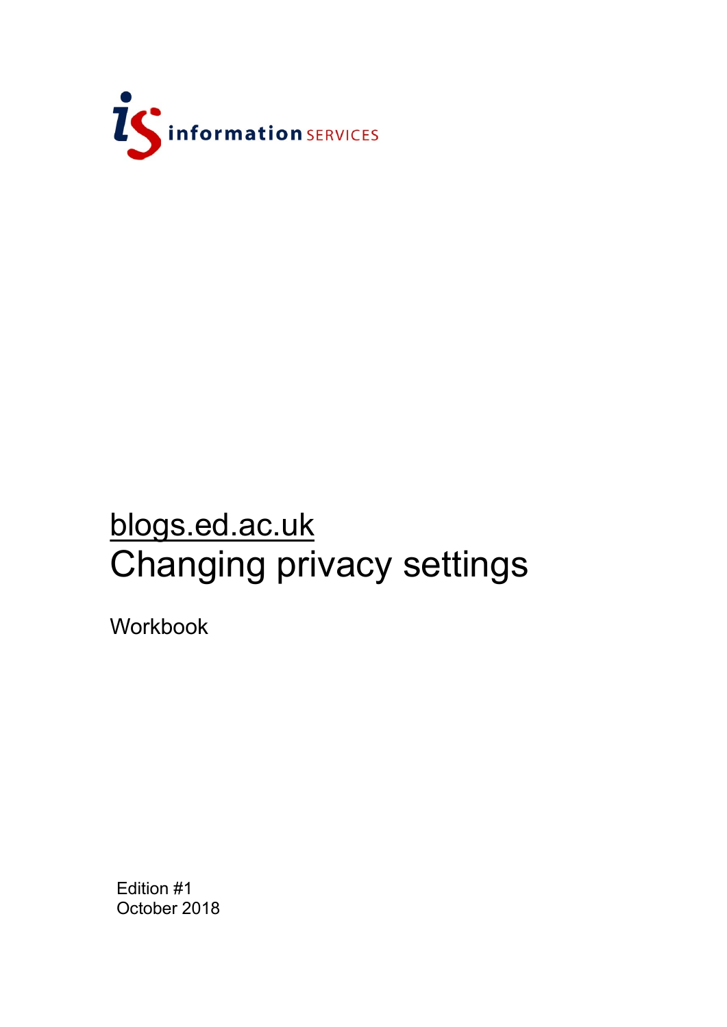information SERVICES

# blogs.ed.ac.uk
# Changing privacy settings

Workbook

Edition #1
October 2018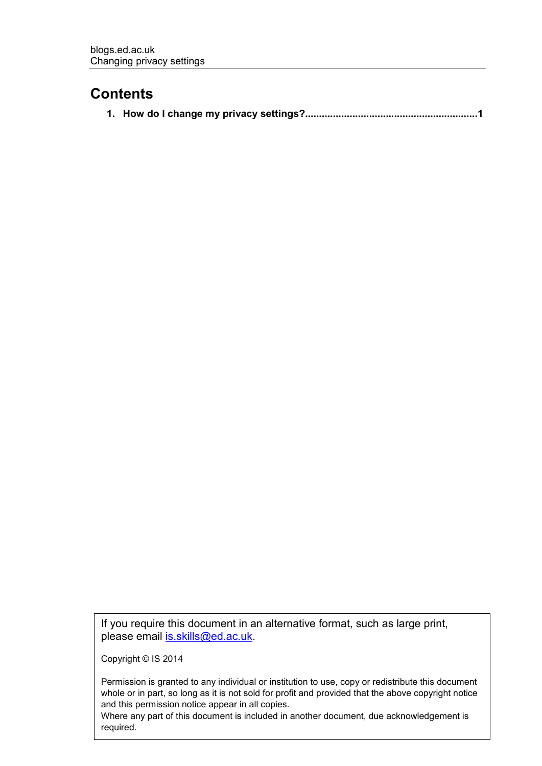## Contents

**1. How do I change my privacy settings?............................................................1**

If you require this document in an alternative format, such as large print, please email [is.skills@ed.ac.uk](mailto:is.skills@ed.ac.uk).

Copyright © IS 2014

Permission is granted to any individual or institution to use, copy or redistribute this document whole or in part, so long as it is not sold for profit and provided that the above copyright notice and this permission notice appear in all copies.
Where any part of this document is included in another document, due acknowledgement is required.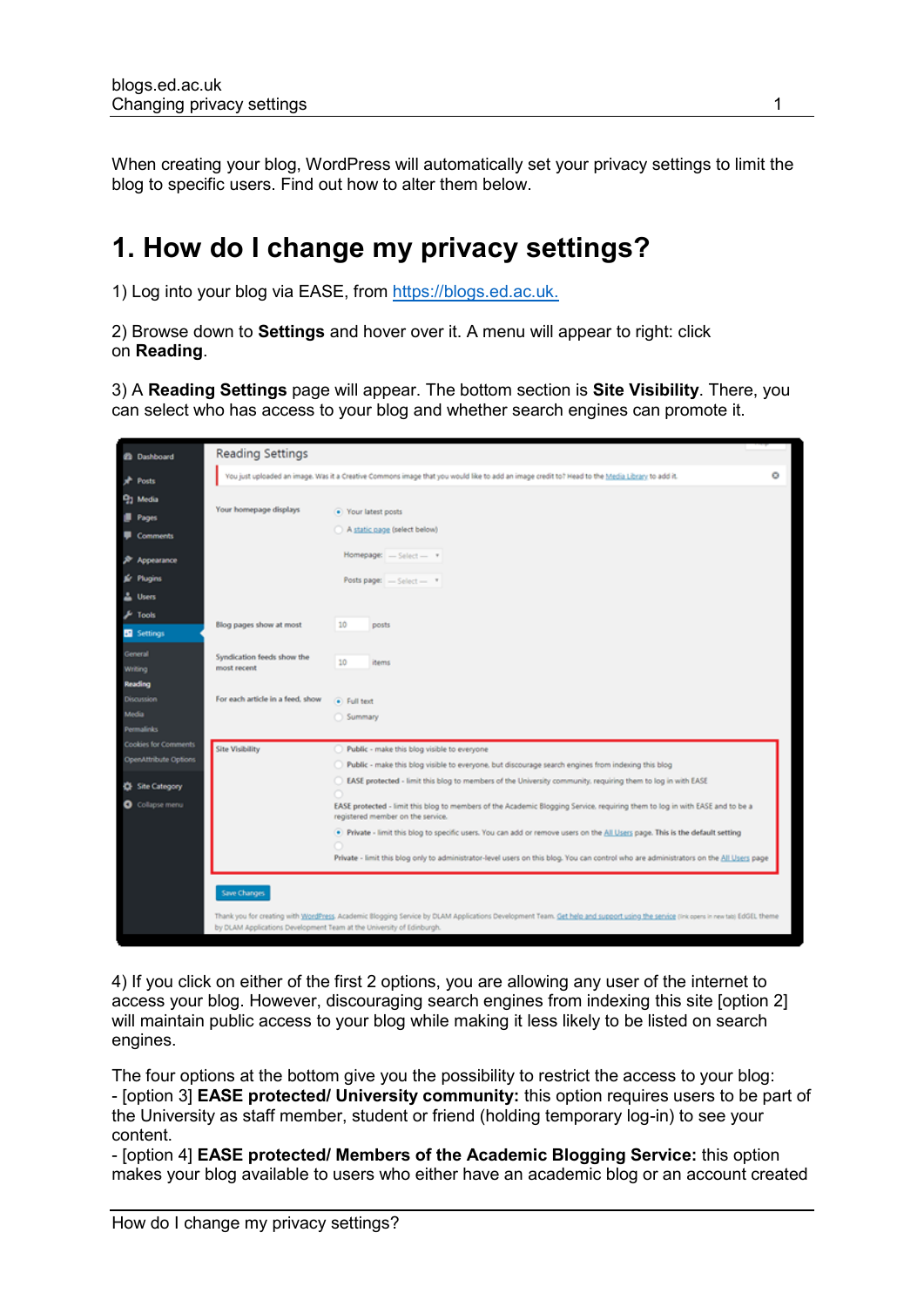When creating your blog, WordPress will automatically set your privacy settings to limit the blog to specific users. Find out how to alter them below.

# 1. How do I change my privacy settings?

1) Log into your blog via EASE, from [https://blogs.ed.ac.uk.](https://blogs.ed.ac.uk)

2) Browse down to **Settings** and hover over it. A menu will appear to right: click on **Reading**.

3) A **Reading Settings** page will appear. The bottom section is **Site Visibility**. There, you can select who has access to your blog and whether search engines can promote it.

4) If you click on either of the first 2 options, you are allowing any user of the internet to access your blog. However, discouraging search engines from indexing this site [option 2] will maintain public access to your blog while making it less likely to be listed on search engines.

The four options at the bottom give you the possibility to restrict the access to your blog:
- [option 3] **EASE protected/ University community:** this option requires users to be part of the University as staff member, student or friend (holding temporary log-in) to see your content.
- [option 4] **EASE protected/ Members of the Academic Blogging Service:** this option makes your blog available to users who either have an academic blog or an account created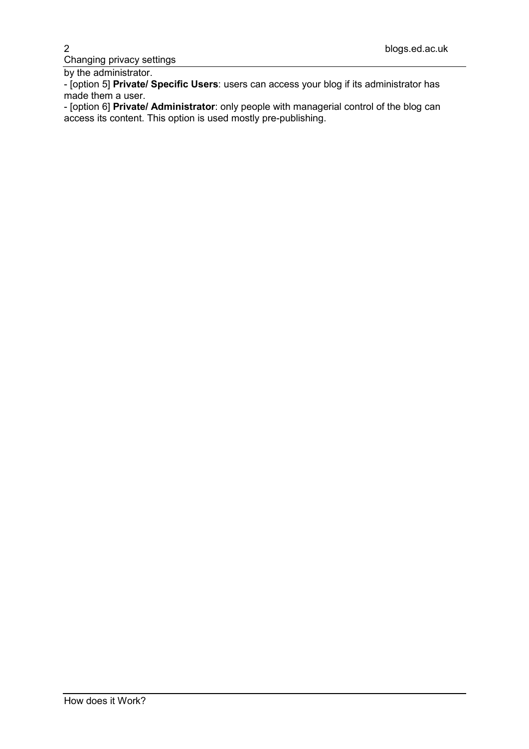by the administrator.

- [option 5] **Private/ Specific Users**: users can access your blog if its administrator has made them a user.
- [option 6] **Private/ Administrator**: only people with managerial control of the blog can access its content. This option is used mostly pre-publishing.